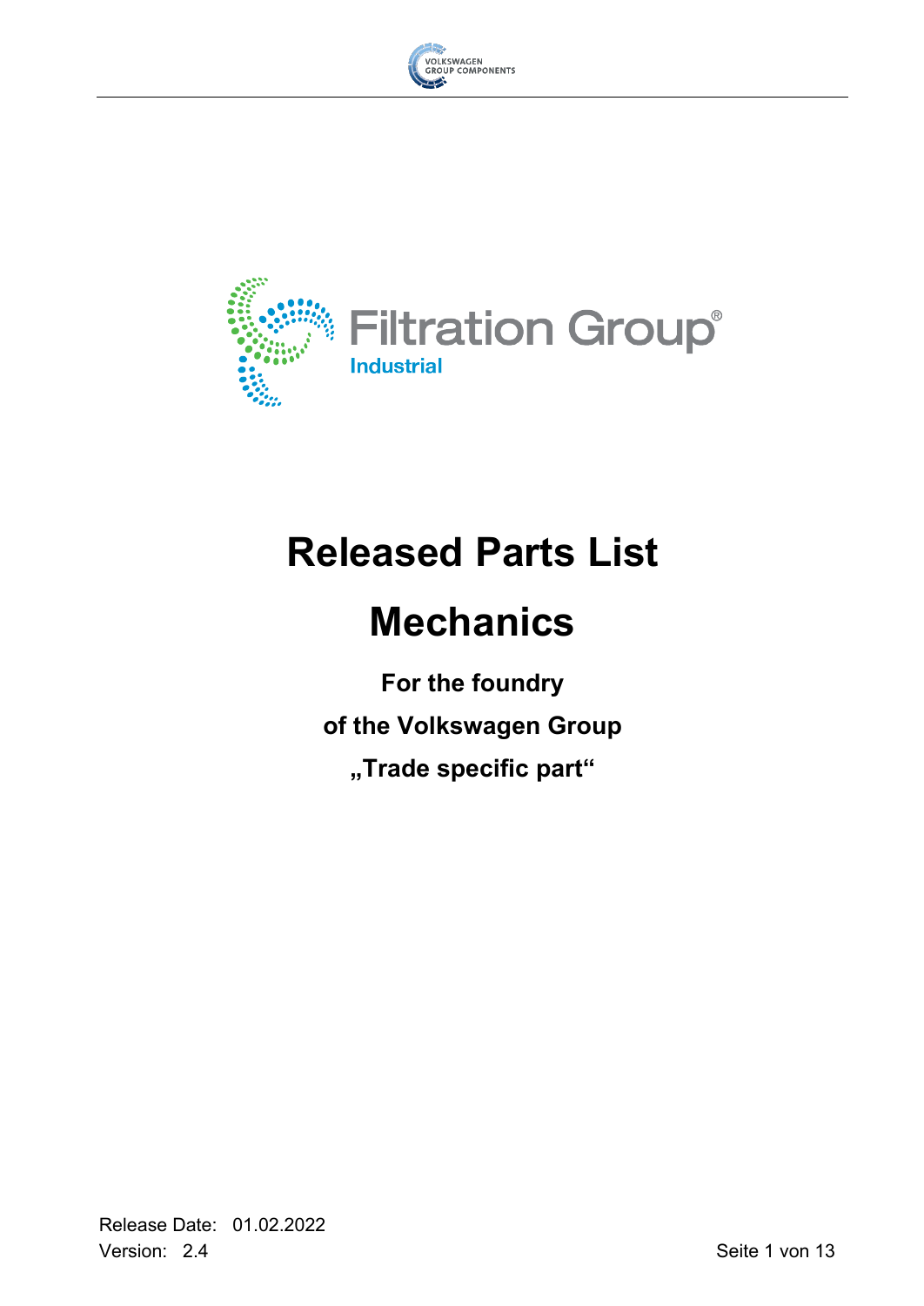Filtration Group®
Industrial

# Released Parts List

# Mechanics

**For the foundry**

**of the Volkswagen Group**

**„Trade specific part“**

Release Date: 01.02.2022
Version: 2.4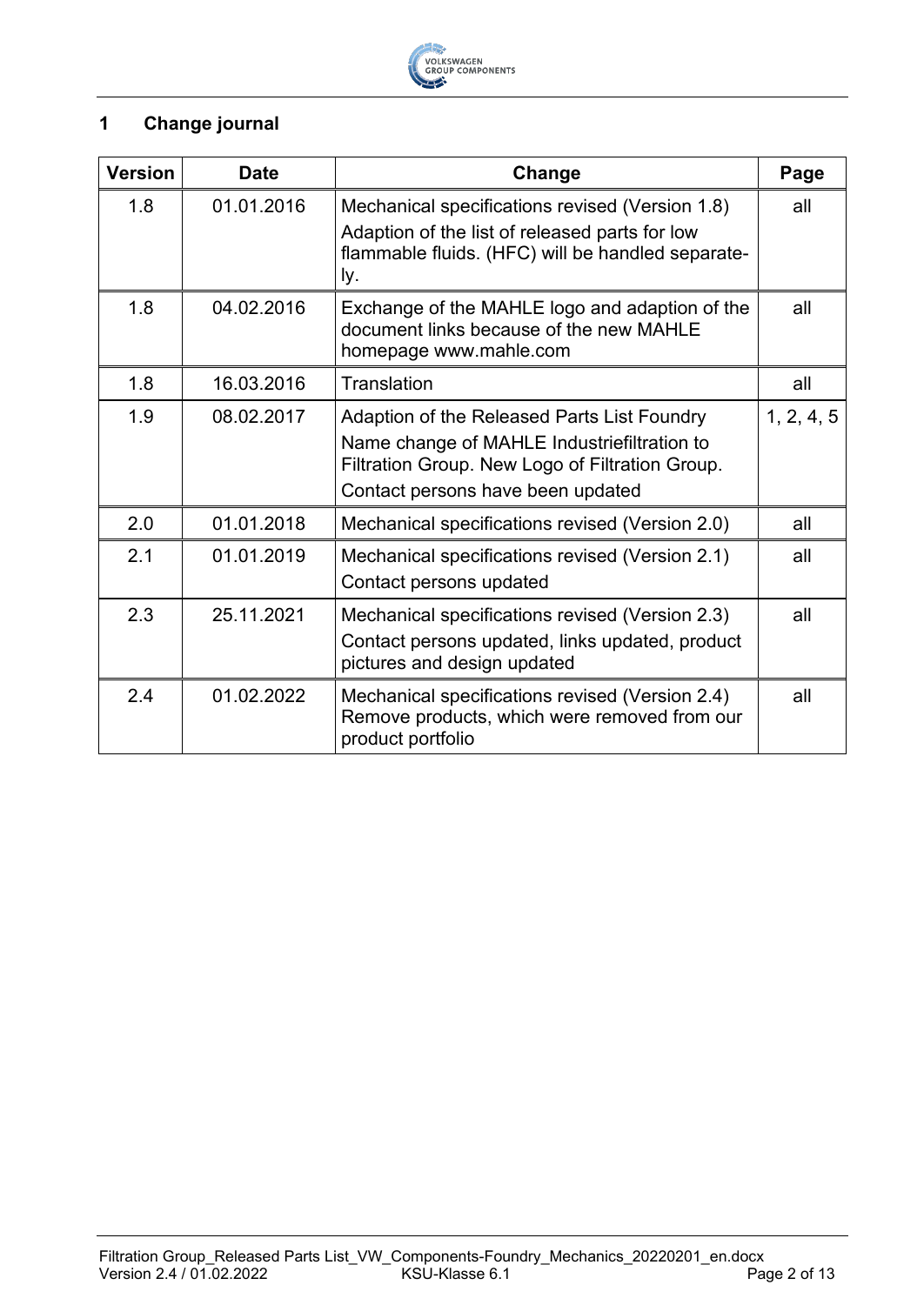## 1 Change journal

| Version | Date | Change | Page |
|---|---|---|---|
| 1.8 | 01.01.2016 | Mechanical specifications revised (Version 1.8)<br>Adaption of the list of released parts for low flammable fluids. (HFC) will be handled separately. | all |
| 1.8 | 04.02.2016 | Exchange of the MAHLE logo and adaption of the document links because of the new MAHLE homepage www.mahle.com | all |
| 1.8 | 16.03.2016 | Translation | all |
| 1.9 | 08.02.2017 | Adaption of the Released Parts List Foundry<br>Name change of MAHLE Industriefiltration to Filtration Group. New Logo of Filtration Group.<br>Contact persons have been updated | 1, 2, 4, 5 |
| 2.0 | 01.01.2018 | Mechanical specifications revised (Version 2.0) | all |
| 2.1 | 01.01.2019 | Mechanical specifications revised (Version 2.1)<br>Contact persons updated | all |
| 2.3 | 25.11.2021 | Mechanical specifications revised (Version 2.3)<br>Contact persons updated, links updated, product pictures and design updated | all |
| 2.4 | 01.02.2022 | Mechanical specifications revised (Version 2.4) Remove products, which were removed from our product portfolio | all |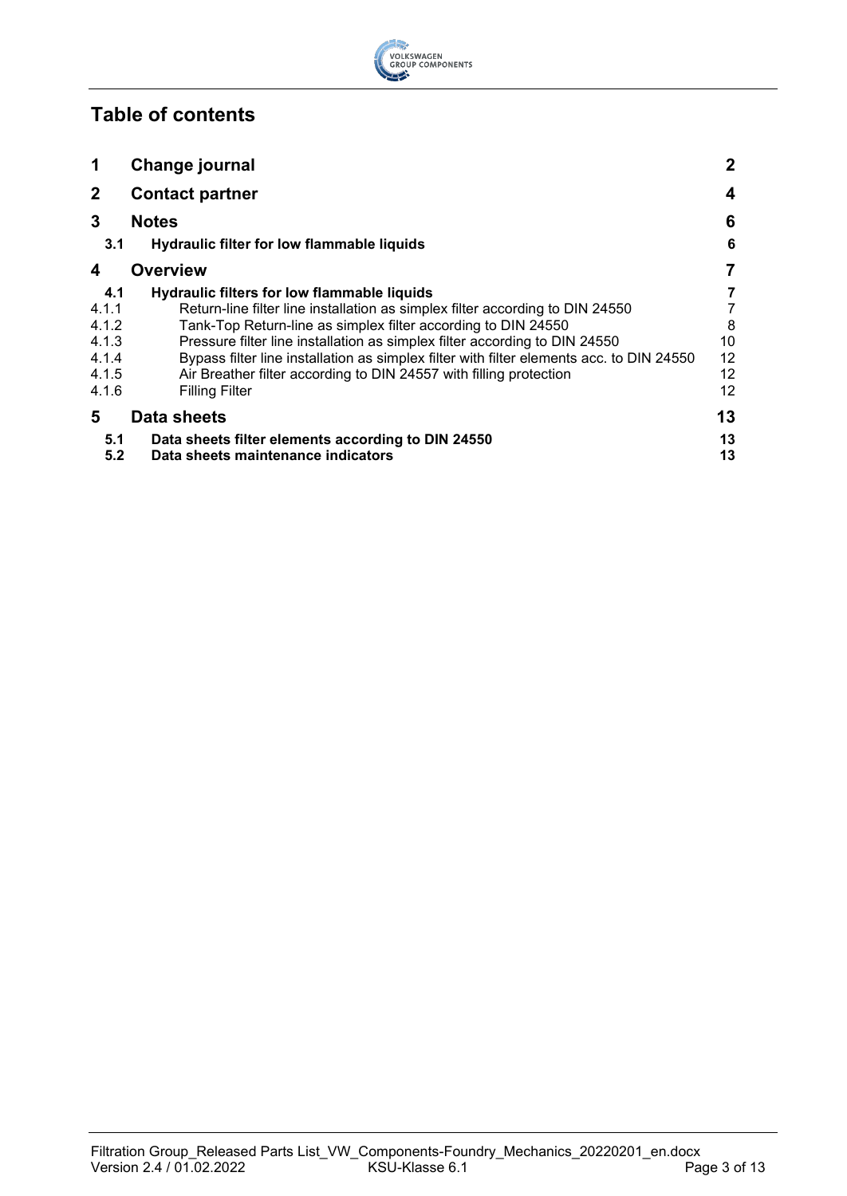# Table of contents

| | | |
|---|---|---|
| **1** | **Change journal** | **2** |
| **2** | **Contact partner** | **4** |
| **3** | **Notes** | **6** |
| **3.1** | **Hydraulic filter for low flammable liquids** | **6** |
| **4** | **Overview** | **7** |
| **4.1** | **Hydraulic filters for low flammable liquids** | **7** |
| 4.1.1 | Return-line filter line installation as simplex filter according to DIN 24550 | 7 |
| 4.1.2 | Tank-Top Return-line as simplex filter according to DIN 24550 | 8 |
| 4.1.3 | Pressure filter line installation as simplex filter according to DIN 24550 | 10 |
| 4.1.4 | Bypass filter line installation as simplex filter with filter elements acc. to DIN 24550 | 12 |
| 4.1.5 | Air Breather filter according to DIN 24557 with filling protection | 12 |
| 4.1.6 | Filling Filter | 12 |
| **5** | **Data sheets** | **13** |
| **5.1** | **Data sheets filter elements according to DIN 24550** | **13** |
| **5.2** | **Data sheets maintenance indicators** | **13** |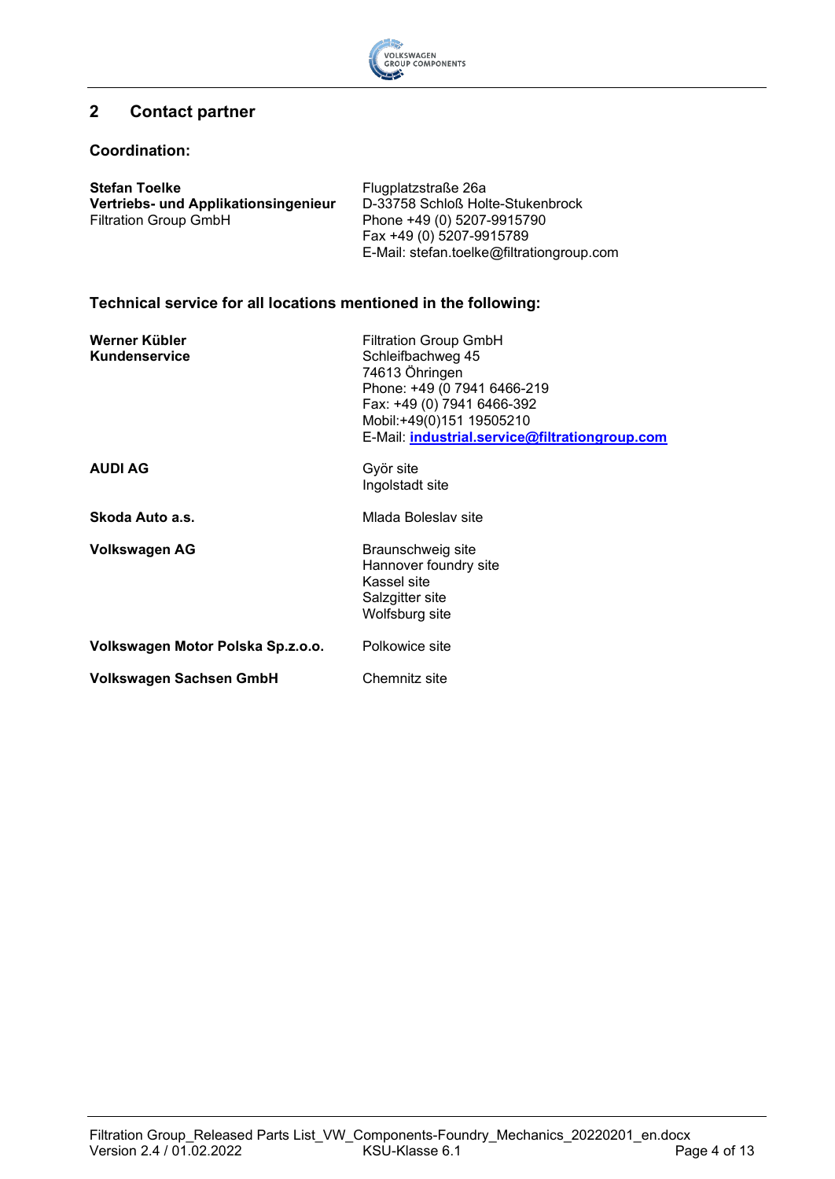## 2 Contact partner

### Coordination:

**Stefan Toelke**
**Vertriebs- und Applikationsingenieur**
Filtration Group GmbH

Flugplatzstraße 26a
D-33758 Schloß Holte-Stukenbrock
Phone +49 (0) 5207-9915790
Fax +49 (0) 5207-9915789
E-Mail: stefan.toelke@filtrationgroup.com

### Technical service for all locations mentioned in the following:

**Werner Kübler**
**Kundenservice**

Filtration Group GmbH
Schleifbachweg 45
74613 Öhringen
Phone: +49 (0 7941 6466-219
Fax: +49 (0) 7941 6466-392
Mobil:+49(0)151 19505210
E-Mail: **industrial.service@filtrationgroup.com**

**AUDI AG**

Györ site
Ingolstadt site

**Skoda Auto a.s.**

Mlada Boleslav site

**Volkswagen AG**

Braunschweig site
Hannover foundry site
Kassel site
Salzgitter site
Wolfsburg site

**Volkswagen Motor Polska Sp.z.o.o.**

Polkowice site

**Volkswagen Sachsen GmbH**

Chemnitz site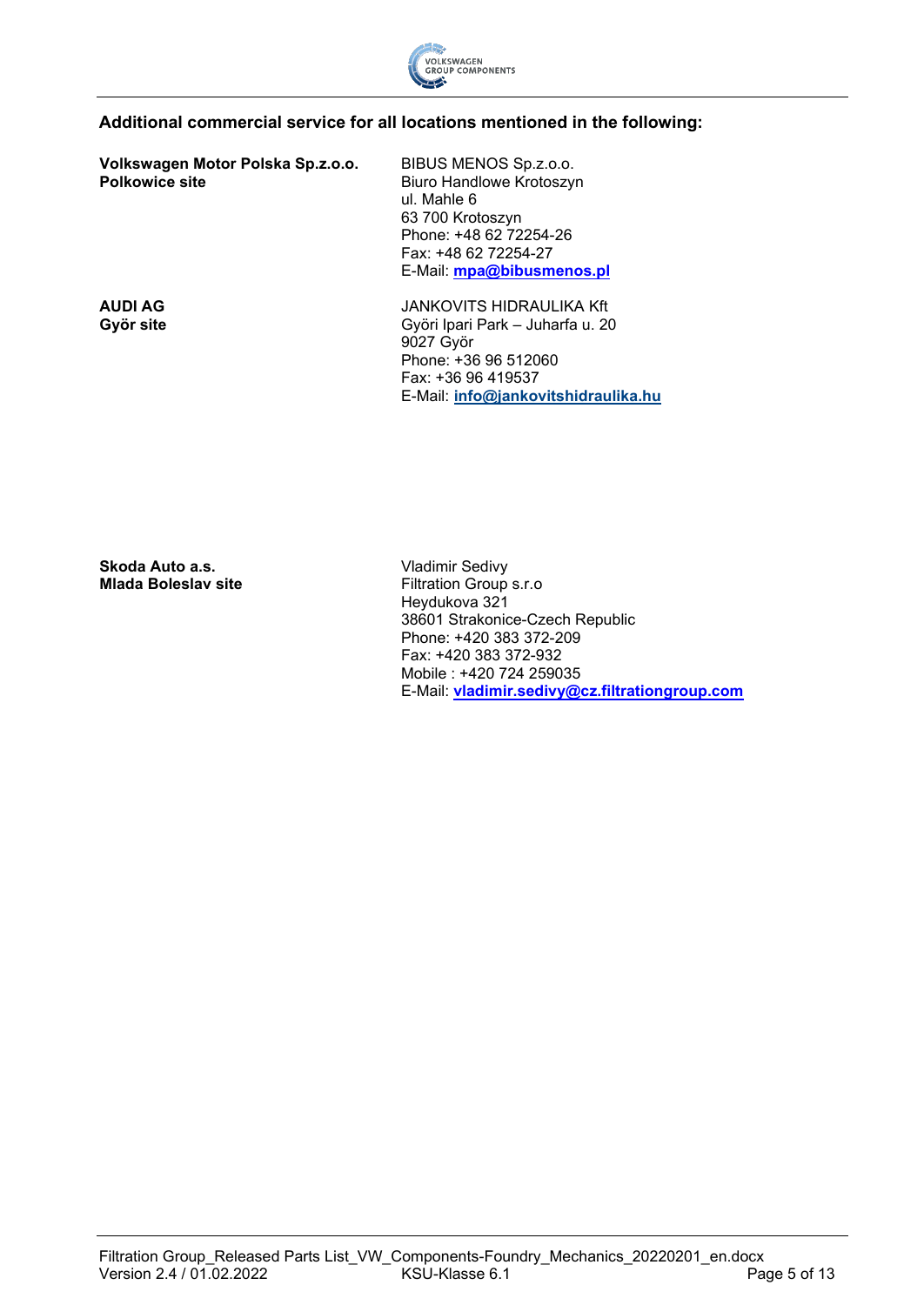**Additional commercial service for all locations mentioned in the following:**

**Volkswagen Motor Polska Sp.z.o.o.**
**Polkowice site**

BIBUS MENOS Sp.z.o.o.
Biuro Handlowe Krotoszyn
ul. Mahle 6
63 700 Krotoszyn
Phone: +48 62 72254-26
Fax: +48 62 72254-27
E-Mail: **mpa@bibusmenos.pl**

**AUDI AG**
**Györ site**

JANKOVITS HIDRAULIKA Kft
Györi Ipari Park – Juharfa u. 20
9027 Györ
Phone: +36 96 512060
Fax: +36 96 419537
E-Mail: **info@jankovitshidraulika.hu**

**Skoda Auto a.s.**
**Mlada Boleslav site**

Vladimir Sedivy
Filtration Group s.r.o
Heydukova 321
38601 Strakonice-Czech Republic
Phone: +420 383 372-209
Fax: +420 383 372-932
Mobile : +420 724 259035
E-Mail: **vladimir.sedivy@cz.filtrationgroup.com**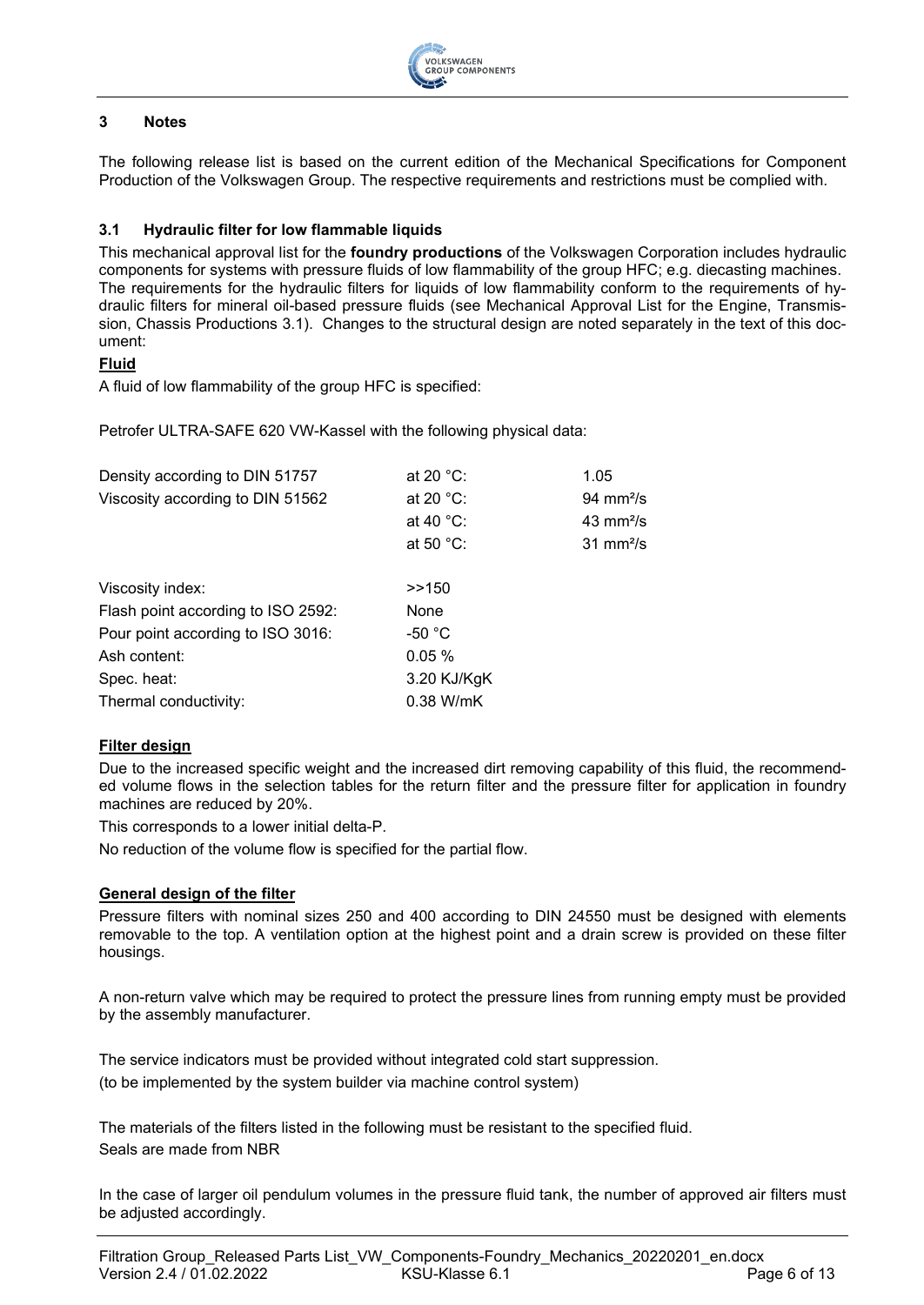## 3 Notes

The following release list is based on the current edition of the Mechanical Specifications for Component Production of the Volkswagen Group. The respective requirements and restrictions must be complied with.

### 3.1 Hydraulic filter for low flammable liquids

This mechanical approval list for the **foundry productions** of the Volkswagen Corporation includes hydraulic components for systems with pressure fluids of low flammability of the group HFC; e.g. diecasting machines. The requirements for the hydraulic filters for liquids of low flammability conform to the requirements of hydraulic filters for mineral oil-based pressure fluids (see Mechanical Approval List for the Engine, Transmission, Chassis Productions 3.1). Changes to the structural design are noted separately in the text of this document:

**Fluid**

A fluid of low flammability of the group HFC is specified:

Petrofer ULTRA-SAFE 620 VW-Kassel with the following physical data:

| | | |
|---|---|---|
| Density according to DIN 51757 | at 20 °C: | 1.05 |
| Viscosity according to DIN 51562 | at 20 °C: | 94 mm²/s |
| | at 40 °C: | 43 mm²/s |
| | at 50 °C: | 31 mm²/s |
| Viscosity index: | >>150 | |
| Flash point according to ISO 2592: | None | |
| Pour point according to ISO 3016: | -50 °C | |
| Ash content: | 0.05 % | |
| Spec. heat: | 3.20 KJ/KgK | |
| Thermal conductivity: | 0.38 W/mK | |

**Filter design**

Due to the increased specific weight and the increased dirt removing capability of this fluid, the recommended volume flows in the selection tables for the return filter and the pressure filter for application in foundry machines are reduced by 20%.

This corresponds to a lower initial delta-P.

No reduction of the volume flow is specified for the partial flow.

**General design of the filter**

Pressure filters with nominal sizes 250 and 400 according to DIN 24550 must be designed with elements removable to the top. A ventilation option at the highest point and a drain screw is provided on these filter housings.

A non-return valve which may be required to protect the pressure lines from running empty must be provided by the assembly manufacturer.

The service indicators must be provided without integrated cold start suppression.
(to be implemented by the system builder via machine control system)

The materials of the filters listed in the following must be resistant to the specified fluid.
Seals are made from NBR

In the case of larger oil pendulum volumes in the pressure fluid tank, the number of approved air filters must be adjusted accordingly.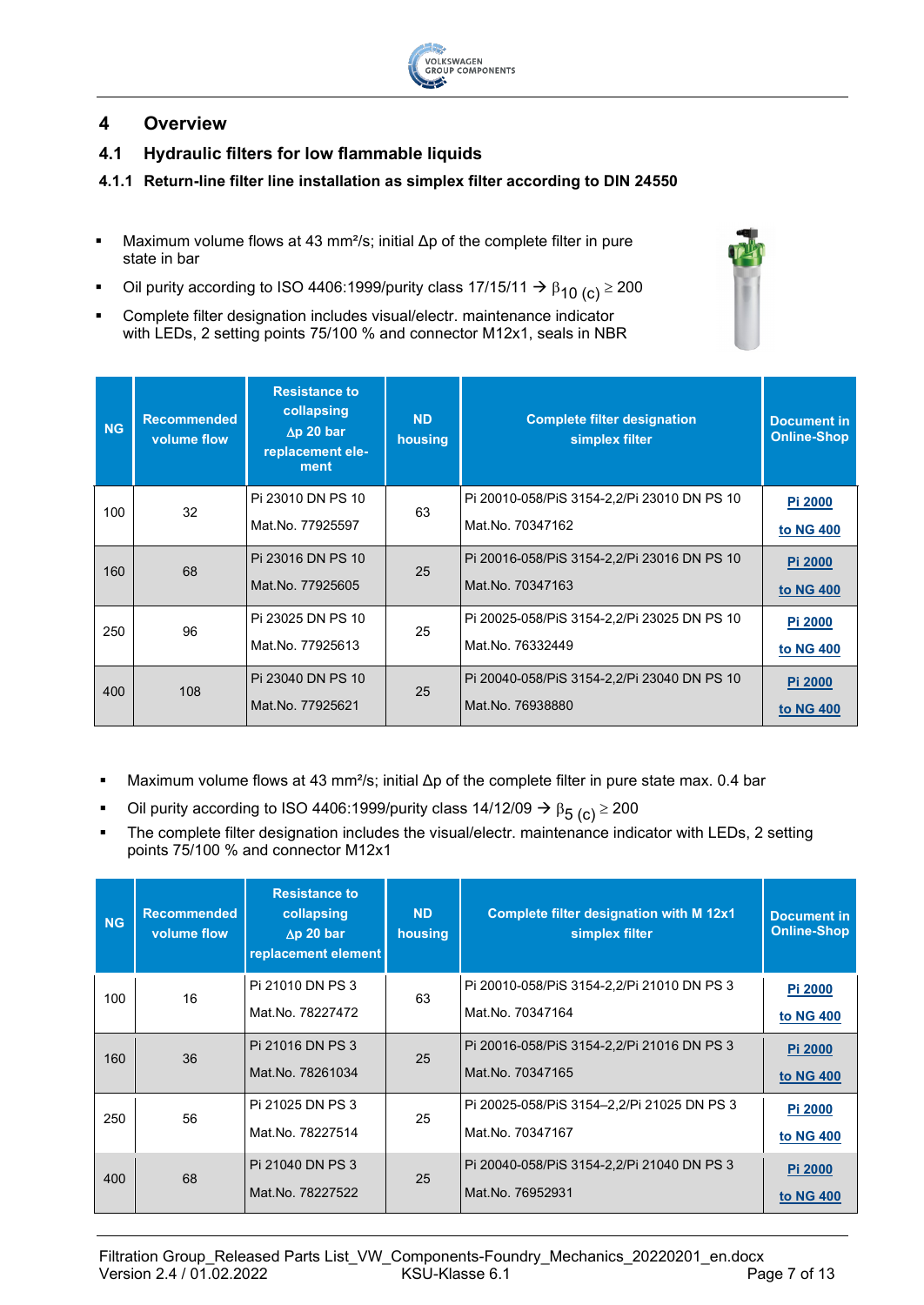# 4 Overview

## 4.1 Hydraulic filters for low flammable liquids

### 4.1.1 Return-line filter line installation as simplex filter according to DIN 24550

- Maximum volume flows at 43 mm²/s; initial Δp of the complete filter in pure state in bar
- Oil purity according to ISO 4406:1999/purity class 17/15/11 → $\beta_{10\,(c)} \geq 200$
- Complete filter designation includes visual/electr. maintenance indicator with LEDs, 2 setting points 75/100 % and connector M12x1, seals in NBR

| NG | Recommended volume flow | Resistance to collapsing Δp 20 bar replacement element | ND housing | Complete filter designation simplex filter | Document in Online-Shop |
|---|---|---|---|---|---|
| 100 | 32 | Pi 23010 DN PS 10<br>Mat.No. 77925597 | 63 | Pi 20010-058/PiS 3154-2,2/Pi 23010 DN PS 10<br>Mat.No. 70347162 | Pi 2000 to NG 400 |
| 160 | 68 | Pi 23016 DN PS 10<br>Mat.No. 77925605 | 25 | Pi 20016-058/PiS 3154-2,2/Pi 23016 DN PS 10<br>Mat.No. 70347163 | Pi 2000 to NG 400 |
| 250 | 96 | Pi 23025 DN PS 10<br>Mat.No. 77925613 | 25 | Pi 20025-058/PiS 3154-2,2/Pi 23025 DN PS 10<br>Mat.No. 76332449 | Pi 2000 to NG 400 |
| 400 | 108 | Pi 23040 DN PS 10<br>Mat.No. 77925621 | 25 | Pi 20040-058/PiS 3154-2,2/Pi 23040 DN PS 10<br>Mat.No. 76938880 | Pi 2000 to NG 400 |

- Maximum volume flows at 43 mm²/s; initial Δp of the complete filter in pure state max. 0.4 bar
- Oil purity according to ISO 4406:1999/purity class 14/12/09 → $\beta_{5\,(c)} \geq 200$
- The complete filter designation includes the visual/electr. maintenance indicator with LEDs, 2 setting points 75/100 % and connector M12x1

| NG | Recommended volume flow | Resistance to collapsing Δp 20 bar replacement element | ND housing | Complete filter designation with M 12x1 simplex filter | Document in Online-Shop |
|---|---|---|---|---|---|
| 100 | 16 | Pi 21010 DN PS 3<br>Mat.No. 78227472 | 63 | Pi 20010-058/PiS 3154-2,2/Pi 21010 DN PS 3<br>Mat.No. 70347164 | Pi 2000 to NG 400 |
| 160 | 36 | Pi 21016 DN PS 3<br>Mat.No. 78261034 | 25 | Pi 20016-058/PiS 3154-2,2/Pi 21016 DN PS 3<br>Mat.No. 70347165 | Pi 2000 to NG 400 |
| 250 | 56 | Pi 21025 DN PS 3<br>Mat.No. 78227514 | 25 | Pi 20025-058/PiS 3154–2,2/Pi 21025 DN PS 3<br>Mat.No. 70347167 | Pi 2000 to NG 400 |
| 400 | 68 | Pi 21040 DN PS 3<br>Mat.No. 78227522 | 25 | Pi 20040-058/PiS 3154-2,2/Pi 21040 DN PS 3<br>Mat.No. 76952931 | Pi 2000 to NG 400 |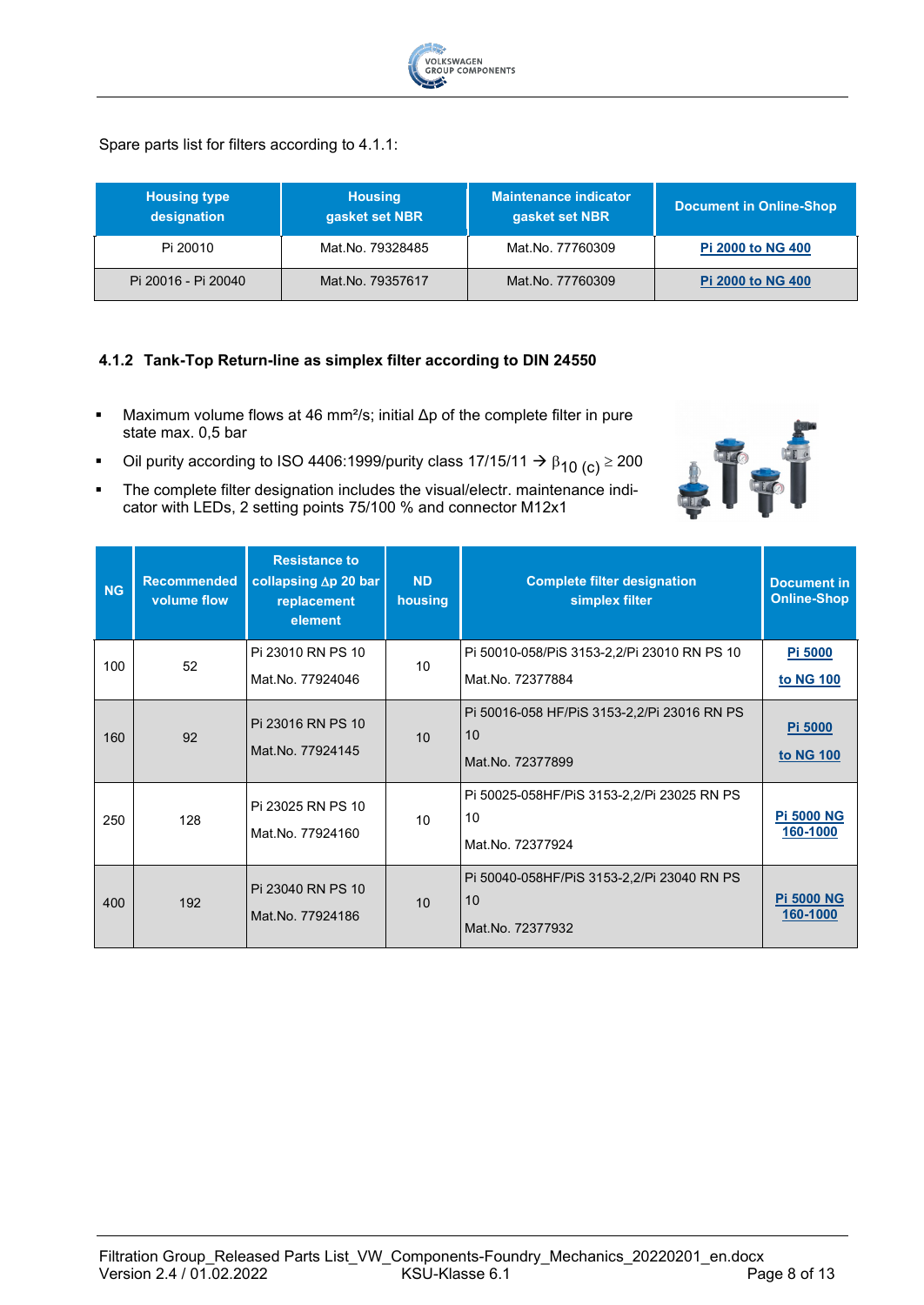Spare parts list for filters according to 4.1.1:

| Housing type designation | Housing gasket set NBR | Maintenance indicator gasket set NBR | Document in Online-Shop |
|---|---|---|---|
| Pi 20010 | Mat.No. 79328485 | Mat.No. 77760309 | Pi 2000 to NG 400 |
| Pi 20016 - Pi 20040 | Mat.No. 79357617 | Mat.No. 77760309 | Pi 2000 to NG 400 |

### 4.1.2 Tank-Top Return-line as simplex filter according to DIN 24550

- Maximum volume flows at 46 mm²/s; initial Δp of the complete filter in pure state max. 0,5 bar
- Oil purity according to ISO 4406:1999/purity class 17/15/11 → $\beta_{10\ (c)} \geq 200$
- The complete filter designation includes the visual/electr. maintenance indicator with LEDs, 2 setting points 75/100 % and connector M12x1

| NG | Recommended volume flow | Resistance to collapsing Δp 20 bar replacement element | ND housing | Complete filter designation simplex filter | Document in Online-Shop |
|---|---|---|---|---|---|
| 100 | 52 | Pi 23010 RN PS 10<br>Mat.No. 77924046 | 10 | Pi 50010-058/PiS 3153-2,2/Pi 23010 RN PS 10<br>Mat.No. 72377884 | Pi 5000 to NG 100 |
| 160 | 92 | Pi 23016 RN PS 10<br>Mat.No. 77924145 | 10 | Pi 50016-058 HF/PiS 3153-2,2/Pi 23016 RN PS 10<br>Mat.No. 72377899 | Pi 5000 to NG 100 |
| 250 | 128 | Pi 23025 RN PS 10<br>Mat.No. 77924160 | 10 | Pi 50025-058HF/PiS 3153-2,2/Pi 23025 RN PS 10<br>Mat.No. 72377924 | Pi 5000 NG 160-1000 |
| 400 | 192 | Pi 23040 RN PS 10<br>Mat.No. 77924186 | 10 | Pi 50040-058HF/PiS 3153-2,2/Pi 23040 RN PS 10<br>Mat.No. 72377932 | Pi 5000 NG 160-1000 |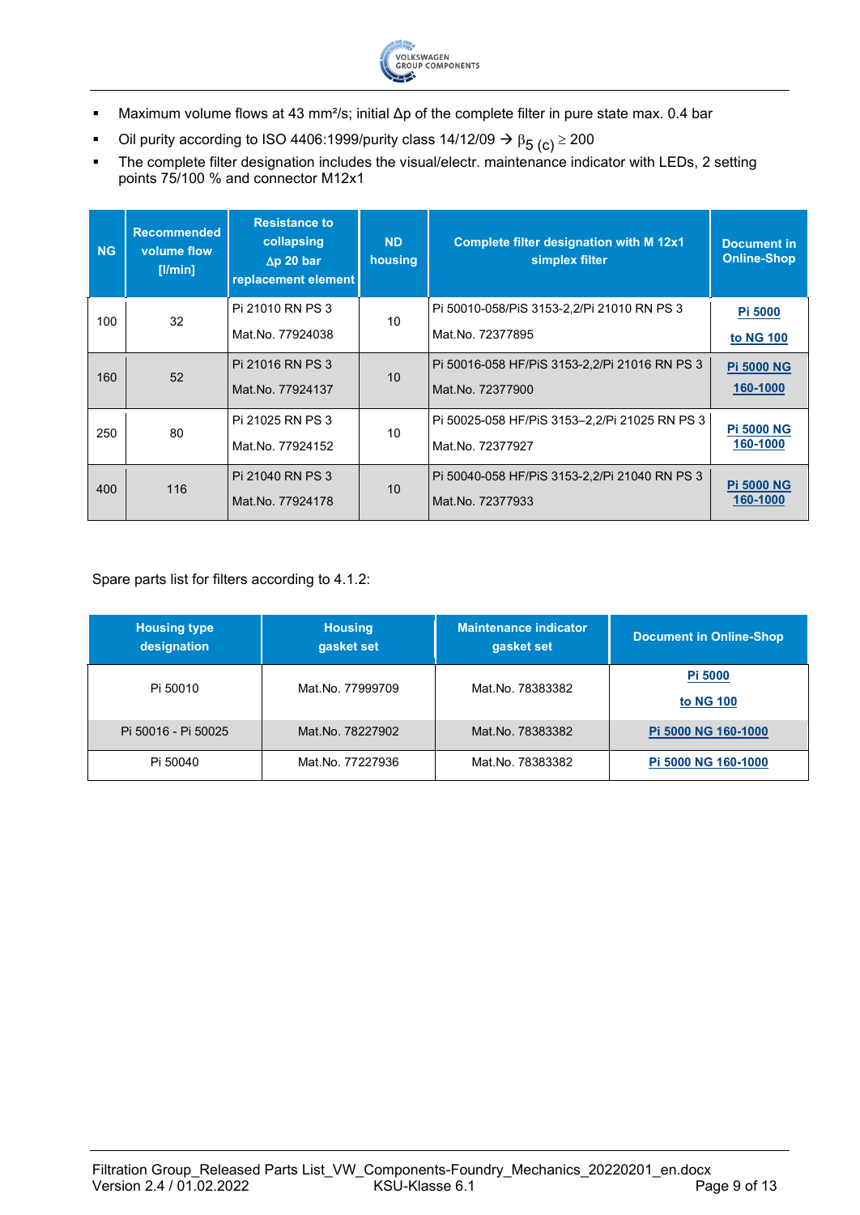- Maximum volume flows at 43 mm²/s; initial Δp of the complete filter in pure state max. 0.4 bar
- Oil purity according to ISO 4406:1999/purity class 14/12/09 → $\beta_{5\,(c)} \geq 200$
- The complete filter designation includes the visual/electr. maintenance indicator with LEDs, 2 setting points 75/100 % and connector M12x1

| NG | Recommended volume flow [l/min] | Resistance to collapsing Δp 20 bar replacement element | ND housing | Complete filter designation with M 12x1 simplex filter | Document in Online-Shop |
|---|---|---|---|---|---|
| 100 | 32 | Pi 21010 RN PS 3<br>Mat.No. 77924038 | 10 | Pi 50010-058/PiS 3153-2,2/Pi 21010 RN PS 3<br>Mat.No. 72377895 | Pi 5000 to NG 100 |
| 160 | 52 | Pi 21016 RN PS 3<br>Mat.No. 77924137 | 10 | Pi 50016-058 HF/PiS 3153-2,2/Pi 21016 RN PS 3<br>Mat.No. 72377900 | Pi 5000 NG 160-1000 |
| 250 | 80 | Pi 21025 RN PS 3<br>Mat.No. 77924152 | 10 | Pi 50025-058 HF/PiS 3153–2,2/Pi 21025 RN PS 3<br>Mat.No. 72377927 | Pi 5000 NG 160-1000 |
| 400 | 116 | Pi 21040 RN PS 3<br>Mat.No. 77924178 | 10 | Pi 50040-058 HF/PiS 3153-2,2/Pi 21040 RN PS 3<br>Mat.No. 72377933 | Pi 5000 NG 160-1000 |

Spare parts list for filters according to 4.1.2:

| Housing type designation | Housing gasket set | Maintenance indicator gasket set | Document in Online-Shop |
|---|---|---|---|
| Pi 50010 | Mat.No. 77999709 | Mat.No. 78383382 | Pi 5000 to NG 100 |
| Pi 50016 - Pi 50025 | Mat.No. 78227902 | Mat.No. 78383382 | Pi 5000 NG 160-1000 |
| Pi 50040 | Mat.No. 77227936 | Mat.No. 78383382 | Pi 5000 NG 160-1000 |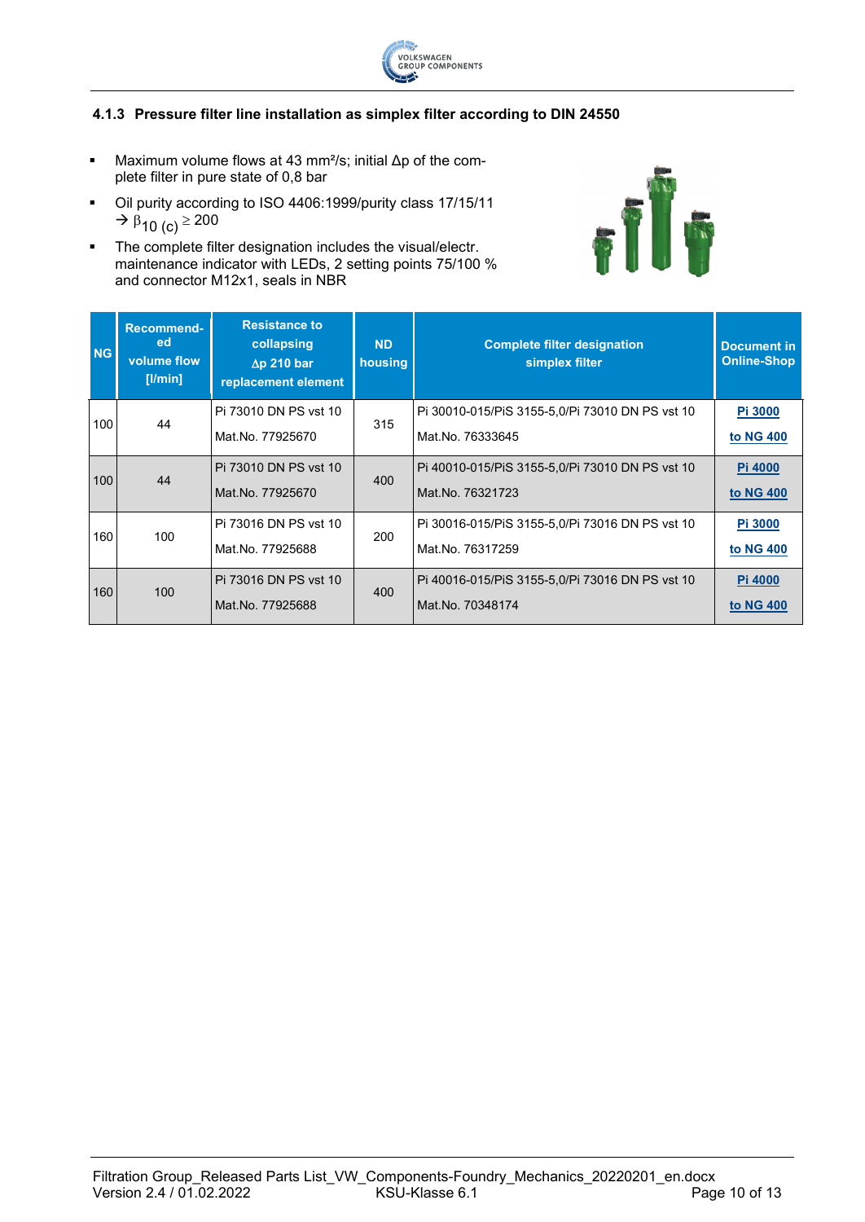### 4.1.3 Pressure filter line installation as simplex filter according to DIN 24550

- Maximum volume flows at 43 mm²/s; initial Δp of the complete filter in pure state of 0,8 bar
- Oil purity according to ISO 4406:1999/purity class 17/15/11 → $\beta_{10\ (c)} \geq 200$
- The complete filter designation includes the visual/electr. maintenance indicator with LEDs, 2 setting points 75/100 % and connector M12x1, seals in NBR

| NG | Recommended volume flow [l/min] | Resistance to collapsing Δp 210 bar replacement element | ND housing | Complete filter designation simplex filter | Document in Online-Shop |
|---|---|---|---|---|---|
| 100 | 44 | Pi 73010 DN PS vst 10<br>Mat.No. 77925670 | 315 | Pi 30010-015/PiS 3155-5,0/Pi 73010 DN PS vst 10<br>Mat.No. 76333645 | Pi 3000 to NG 400 |
| 100 | 44 | Pi 73010 DN PS vst 10<br>Mat.No. 77925670 | 400 | Pi 40010-015/PiS 3155-5,0/Pi 73010 DN PS vst 10<br>Mat.No. 76321723 | Pi 4000 to NG 400 |
| 160 | 100 | Pi 73016 DN PS vst 10<br>Mat.No. 77925688 | 200 | Pi 30016-015/PiS 3155-5,0/Pi 73016 DN PS vst 10<br>Mat.No. 76317259 | Pi 3000 to NG 400 |
| 160 | 100 | Pi 73016 DN PS vst 10<br>Mat.No. 77925688 | 400 | Pi 40016-015/PiS 3155-5,0/Pi 73016 DN PS vst 10<br>Mat.No. 70348174 | Pi 4000 to NG 400 |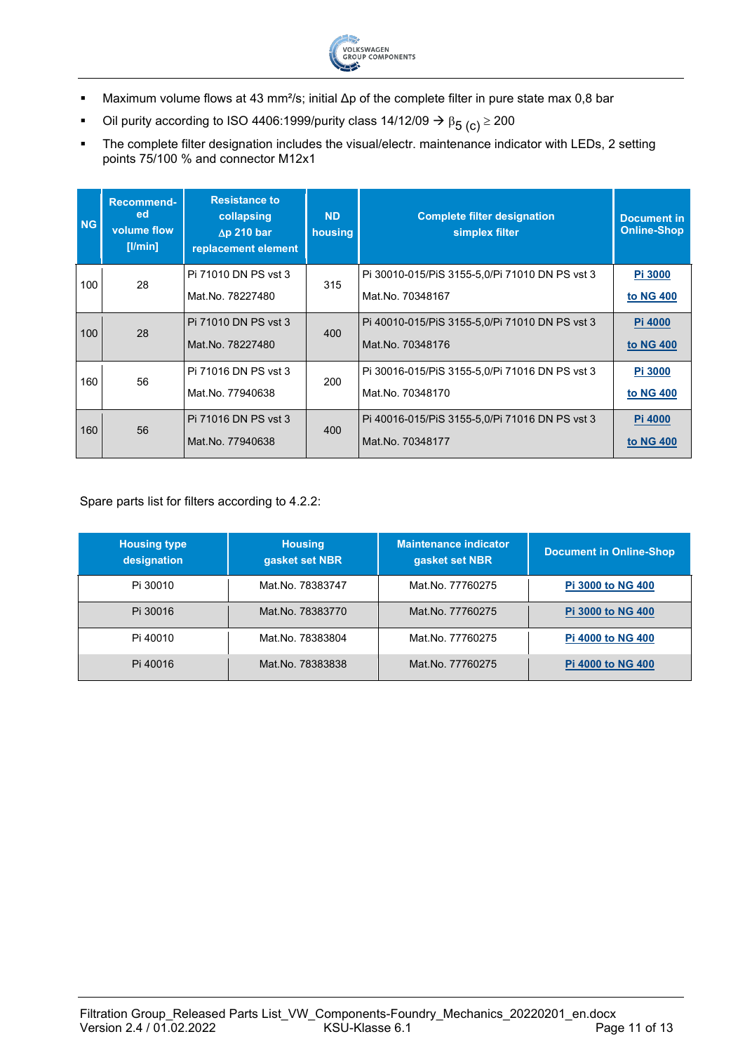- Maximum volume flows at 43 mm²/s; initial Δp of the complete filter in pure state max 0,8 bar
- Oil purity according to ISO 4406:1999/purity class 14/12/09 → $\beta_{5\,(c)} \geq 200$
- The complete filter designation includes the visual/electr. maintenance indicator with LEDs, 2 setting points 75/100 % and connector M12x1

| NG | Recommend-ed volume flow [l/min] | Resistance to collapsing Δp 210 bar replacement element | ND housing | Complete filter designation simplex filter | Document in Online-Shop |
|---|---|---|---|---|---|
| 100 | 28 | Pi 71010 DN PS vst 3<br>Mat.No. 78227480 | 315 | Pi 30010-015/PiS 3155-5,0/Pi 71010 DN PS vst 3<br>Mat.No. 70348167 | Pi 3000 to NG 400 |
| 100 | 28 | Pi 71010 DN PS vst 3<br>Mat.No. 78227480 | 400 | Pi 40010-015/PiS 3155-5,0/Pi 71010 DN PS vst 3<br>Mat.No. 70348176 | Pi 4000 to NG 400 |
| 160 | 56 | Pi 71016 DN PS vst 3<br>Mat.No. 77940638 | 200 | Pi 30016-015/PiS 3155-5,0/Pi 71016 DN PS vst 3<br>Mat.No. 70348170 | Pi 3000 to NG 400 |
| 160 | 56 | Pi 71016 DN PS vst 3<br>Mat.No. 77940638 | 400 | Pi 40016-015/PiS 3155-5,0/Pi 71016 DN PS vst 3<br>Mat.No. 70348177 | Pi 4000 to NG 400 |

Spare parts list for filters according to 4.2.2:

| Housing type designation | Housing gasket set NBR | Maintenance indicator gasket set NBR | Document in Online-Shop |
|---|---|---|---|
| Pi 30010 | Mat.No. 78383747 | Mat.No. 77760275 | Pi 3000 to NG 400 |
| Pi 30016 | Mat.No. 78383770 | Mat.No. 77760275 | Pi 3000 to NG 400 |
| Pi 40010 | Mat.No. 78383804 | Mat.No. 77760275 | Pi 4000 to NG 400 |
| Pi 40016 | Mat.No. 78383838 | Mat.No. 77760275 | Pi 4000 to NG 400 |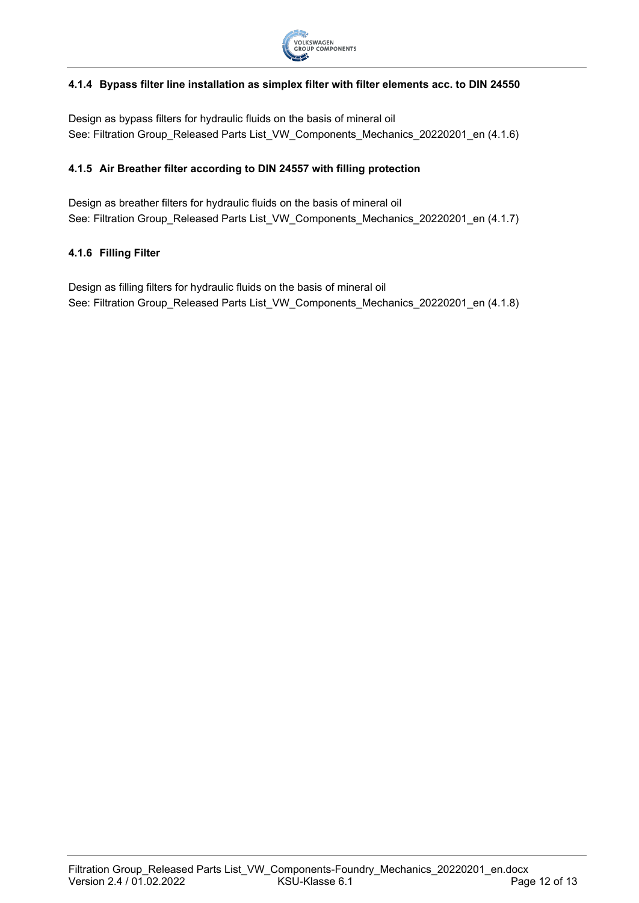#### 4.1.4 Bypass filter line installation as simplex filter with filter elements acc. to DIN 24550

Design as bypass filters for hydraulic fluids on the basis of mineral oil
See: Filtration Group_Released Parts List_VW_Components_Mechanics_20220201_en (4.1.6)

#### 4.1.5 Air Breather filter according to DIN 24557 with filling protection

Design as breather filters for hydraulic fluids on the basis of mineral oil
See: Filtration Group_Released Parts List_VW_Components_Mechanics_20220201_en (4.1.7)

#### 4.1.6 Filling Filter

Design as filling filters for hydraulic fluids on the basis of mineral oil
See: Filtration Group_Released Parts List_VW_Components_Mechanics_20220201_en (4.1.8)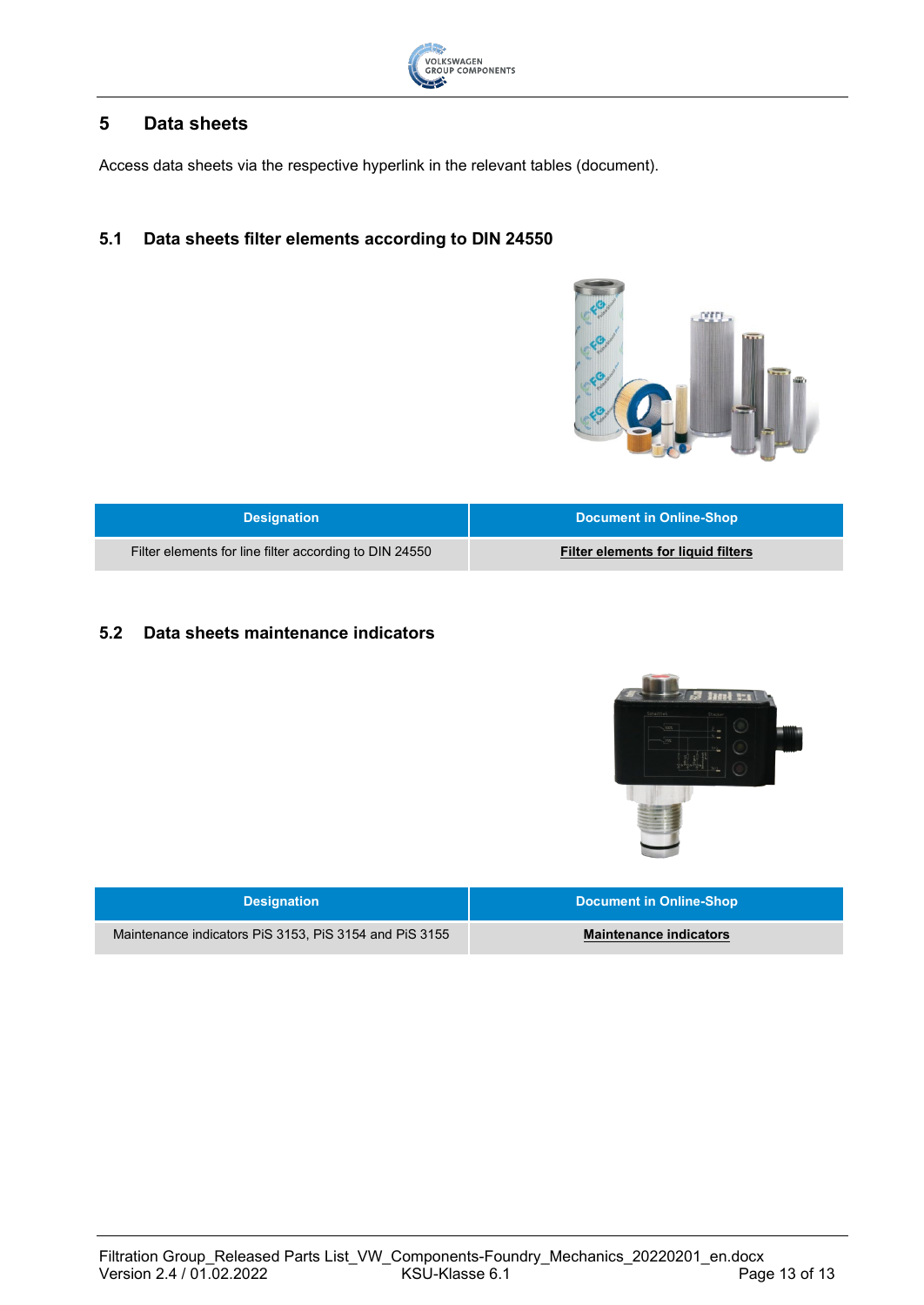# 5 Data sheets

Access data sheets via the respective hyperlink in the relevant tables (document).

## 5.1 Data sheets filter elements according to DIN 24550

| Designation | Document in Online-Shop |
|---|---|
| Filter elements for line filter according to DIN 24550 | **Filter elements for liquid filters** |

## 5.2 Data sheets maintenance indicators

| Designation | Document in Online-Shop |
|---|---|
| Maintenance indicators PiS 3153, PiS 3154 and PiS 3155 | **Maintenance indicators** |